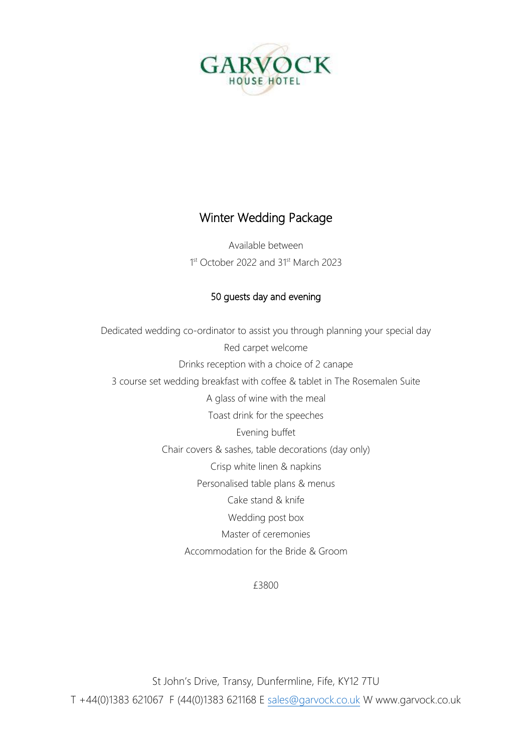GARVOCK
HOUSE HOTEL

# Winter Wedding Package

Available between
1st October 2022 and 31st March 2023

## 50 guests day and evening

Dedicated wedding co-ordinator to assist you through planning your special day
Red carpet welcome
Drinks reception with a choice of 2 canape
3 course set wedding breakfast with coffee & tablet in The Rosemalen Suite
A glass of wine with the meal
Toast drink for the speeches
Evening buffet
Chair covers & sashes, table decorations (day only)
Crisp white linen & napkins
Personalised table plans & menus
Cake stand & knife
Wedding post box
Master of ceremonies
Accommodation for the Bride & Groom

£3800

St John's Drive, Transy, Dunfermline, Fife, KY12 7TU
T +44(0)1383 621067 F (44(0)1383 621168 E sales@garvock.co.uk W www.garvock.co.uk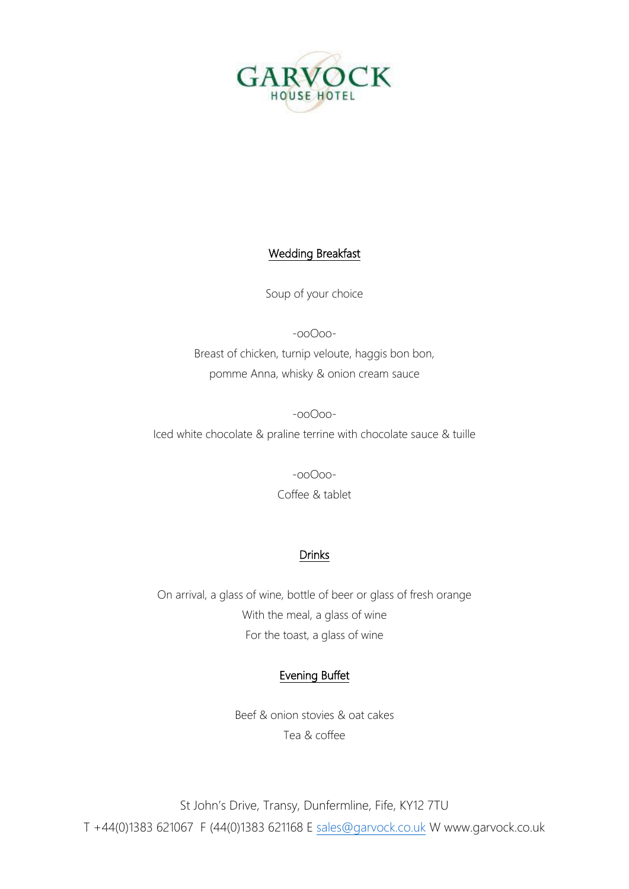GARVOCK
HOUSE HOTEL

## Wedding Breakfast

Soup of your choice

-ooOoo-

Breast of chicken, turnip veloute, haggis bon bon,
pomme Anna, whisky & onion cream sauce

-ooOoo-

Iced white chocolate & praline terrine with chocolate sauce & tuille

-ooOoo-

Coffee & tablet

## Drinks

On arrival, a glass of wine, bottle of beer or glass of fresh orange
With the meal, a glass of wine
For the toast, a glass of wine

## Evening Buffet

Beef & onion stovies & oat cakes
Tea & coffee

St John's Drive, Transy, Dunfermline, Fife, KY12 7TU
T +44(0)1383 621067 F (44(0)1383 621168 E sales@garvock.co.uk W www.garvock.co.uk